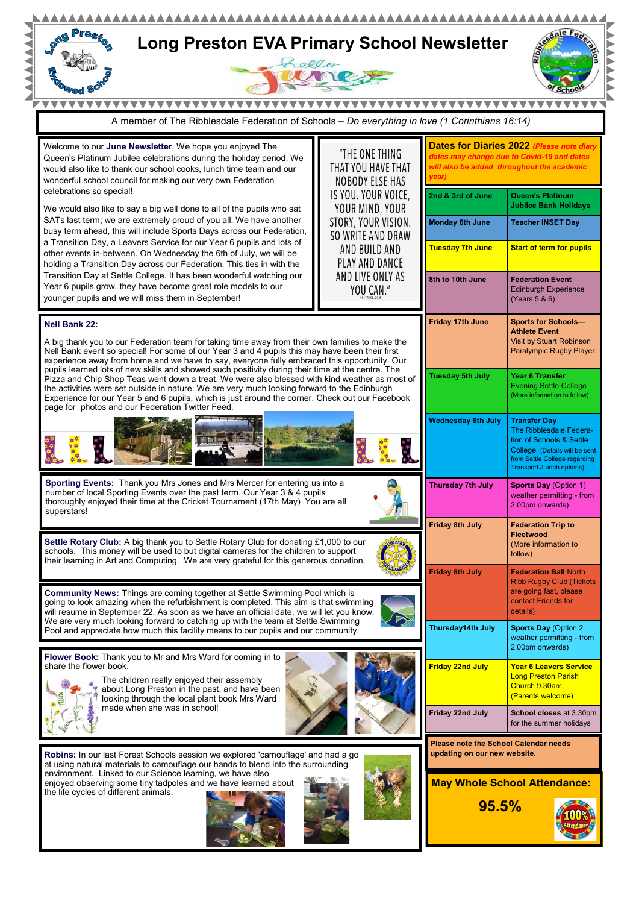# Long Preston EVA Primary School Newsletter

Hello June

A member of The Ribblesdale Federation of Schools – *Do everything in love (1 Corinthians 16:14)*

Welcome to our **June Newsletter**. We hope you enjoyed The Queen's Platinum Jubilee celebrations during the holiday period. We would also like to thank our school cooks, lunch time team and our wonderful school council for making our very own Federation celebrations so special!

We would also like to say a big well done to all of the pupils who sat SATs last term; we are extremely proud of you all. We have another busy term ahead, this will include Sports Days across our Federation, a Transition Day, a Leavers Service for our Year 6 pupils and lots of other events in-between. On Wednesday the 6th of July, we will be holding a Transition Day across our Federation. This ties in with the Transition Day at Settle College. It has been wonderful watching our Year 6 pupils grow, they have become great role models to our younger pupils and we will miss them in September!

"THE ONE THING THAT YOU HAVE THAT NOBODY ELSE HAS IS YOU. YOUR VOICE, YOUR MIND, YOUR STORY, YOUR VISION. SO WRITE AND DRAW AND BUILD AND PLAY AND DANCE AND LIVE ONLY AS YOU CAN."

**Nell Bank 22:**

A big thank you to our Federation team for taking time away from their own families to make the Nell Bank event so special! For some of our Year 3 and 4 pupils this may have been their first experience away from home and we have to say, everyone fully embraced this opportunity. Our pupils learned lots of new skills and showed such positivity during their time at the centre. The Pizza and Chip Shop Teas went down a treat. We were also blessed with kind weather as most of the activities were set outside in nature. We are very much looking forward to the Edinburgh Experience for our Year 5 and 6 pupils, which is just around the corner. Check out our Facebook page for photos and our Federation Twitter Feed.

**Sporting Events:** Thank you Mrs Jones and Mrs Mercer for entering us into a number of local Sporting Events over the past term. Our Year 3 & 4 pupils thoroughly enjoyed their time at the Cricket Tournament (17th May) You are all superstars!

**Settle Rotary Club:** A big thank you to Settle Rotary Club for donating £1,000 to our schools. This money will be used to but digital cameras for the children to support their learning in Art and Computing. We are very grateful for this generous donation.

**Community News:** Things are coming together at Settle Swimming Pool which is going to look amazing when the refurbishment is completed. This aim is that swimming will resume in September 22. As soon as we have an official date, we will let you know. We are very much looking forward to catching up with the team at Settle Swimming Pool and appreciate how much this facility means to our pupils and our community.

**Flower Book:** Thank you to Mr and Mrs Ward for coming in to share the flower book.

The children really enjoyed their assembly about Long Preston in the past, and have been looking through the local plant book Mrs Ward made when she was in school!

**Robins:** In our last Forest Schools session we explored 'camouflage' and had a go at using natural materials to camouflage our hands to blend into the surrounding environment. Linked to our Science learning, we have also enjoyed observing some tiny tadpoles and we have learned about the life cycles of different animals.

## Dates for Diaries 2022

*(Please note diary dates may change due to Covid-19 and dates will also be added throughout the academic year)*

| Date | Event |
|---|---|
| 2nd & 3rd of June | **Queen's Platinum Jubilee Bank Holidays** |
| Monday 6th June | **Teacher INSET Day** |
| Tuesday 7th June | **Start of term for pupils** |
| 8th to 10th June | **Federation Event** Edinburgh Experience (Years 5 & 6) |
| Friday 17th June | **Sports for Schools—Athlete Event** Visit by Stuart Robinson Paralympic Rugby Player |
| Tuesday 5th July | **Year 6 Transfer** Evening Settle College (More information to follow) |
| Wednesday 6th July | **Transfer Day** The Ribblesdale Federation of Schools & Settle College (Details will be sent from Settle College regarding Transport /Lunch options) |
| Thursday 7th July | **Sports Day** (Option 1) weather permitting - from 2.00pm onwards) |
| Friday 8th July | **Federation Trip to Fleetwood** (More information to follow) |
| Friday 8th July | **Federation Ball** North Ribb Rugby Club (Tickets are going fast, please contact Friends for details) |
| Thursday14th July | **Sports Day** (Option 2 weather permitting - from 2.00pm onwards) |
| Friday 22nd July | **Year 6 Leavers Service** Long Preston Parish Church 9.30am (Parents welcome) |
| Friday 22nd July | **School closes** at 3.30pm for the summer holidays |

**Please note the School Calendar needs updating on our new website.**

## May Whole School Attendance:

**95.5%**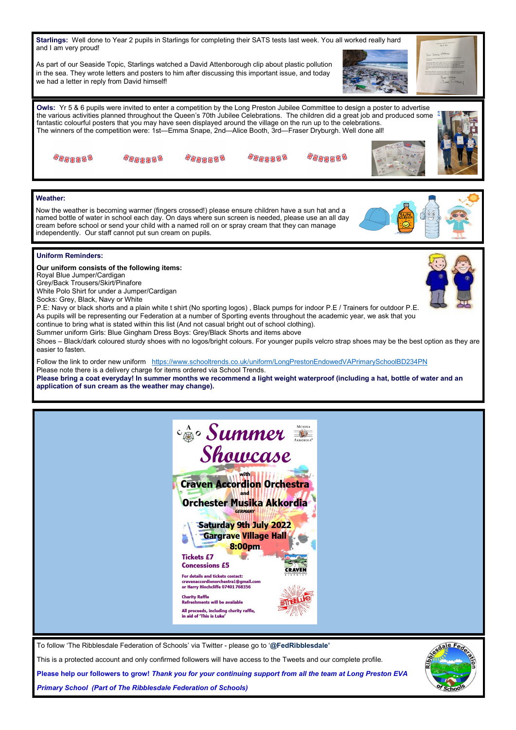**Starlings:** Well done to Year 2 pupils in Starlings for completing their SATS tests last week. You all worked really hard and I am very proud!

As part of our Seaside Topic, Starlings watched a David Attenborough clip about plastic pollution in the sea. They wrote letters and posters to him after discussing this important issue, and today we had a letter in reply from David himself!

**Owls:** Yr 5 & 6 pupils were invited to enter a competition by the Long Preston Jubilee Committee to design a poster to advertise the various activities planned throughout the Queen's 70th Jubilee Celebrations. The children did a great job and produced some fantastic colourful posters that you may have seen displayed around the village on the run up to the celebrations.
The winners of the competition were: 1st—Emma Snape, 2nd—Alice Booth, 3rd—Fraser Dryburgh. Well done all!

**Weather:**

Now the weather is becoming warmer (fingers crossed!) please ensure children have a sun hat and a named bottle of water in school each day. On days where sun screen is needed, please use an all day cream before school or send your child with a named roll on or spray cream that they can manage independently. Our staff cannot put sun cream on pupils.

**Uniform Reminders:**

**Our uniform consists of the following items:**
Royal Blue Jumper/Cardigan
Grey/Back Trousers/Skirt/Pinafore
White Polo Shirt for under a Jumper/Cardigan
Socks: Grey, Black, Navy or White
P.E: Navy or black shorts and a plain white t shirt (No sporting logos) , Black pumps for indoor P.E / Trainers for outdoor P.E.
As pupils will be representing our Federation at a number of Sporting events throughout the academic year, we ask that you continue to bring what is stated within this list (And not casual bright out of school clothing).
Summer uniform Girls: Blue Gingham Dress Boys: Grey/Black Shorts and items above
Shoes – Black/dark coloured sturdy shoes with no logos/bright colours. For younger pupils velcro strap shoes may be the best option as they are easier to fasten.

Follow the link to order new uniform https://www.schooltrends.co.uk/uniform/LongPrestonEndowedVAPrimarySchoolBD234PN
Please note there is a delivery charge for items ordered via School Trends.
**Please bring a coat everyday! In summer months we recommend a light weight waterproof (including a hat, bottle of water and an application of sun cream as the weather may change).**

# Summer Showcase

with
**Craven Accordion Orchestra**
and
**Orchester Musika Akkordia**
GERMANY

**Saturday 9th July 2022**
**Gargrave Village Hall**
**8:00pm**

**Tickets £7**
**Concessions £5**

For details and tickets contact:
cravenaccordionorchestra1@gmail.com
or Harry Hinchcliffe 07401 768356

Charity Raffle
Refreshments will be available

All proceeds, including charity raffle, in aid of 'This is Luke'

To follow 'The Ribblesdale Federation of Schools' via Twitter - please go to '**@FedRibblesdale'**

This is a protected account and only confirmed followers will have access to the Tweets and our complete profile.

**Please help our followers to grow!** ***Thank you for your continuing support from all the team at Long Preston EVA Primary School (Part of The Ribblesdale Federation of Schools)***